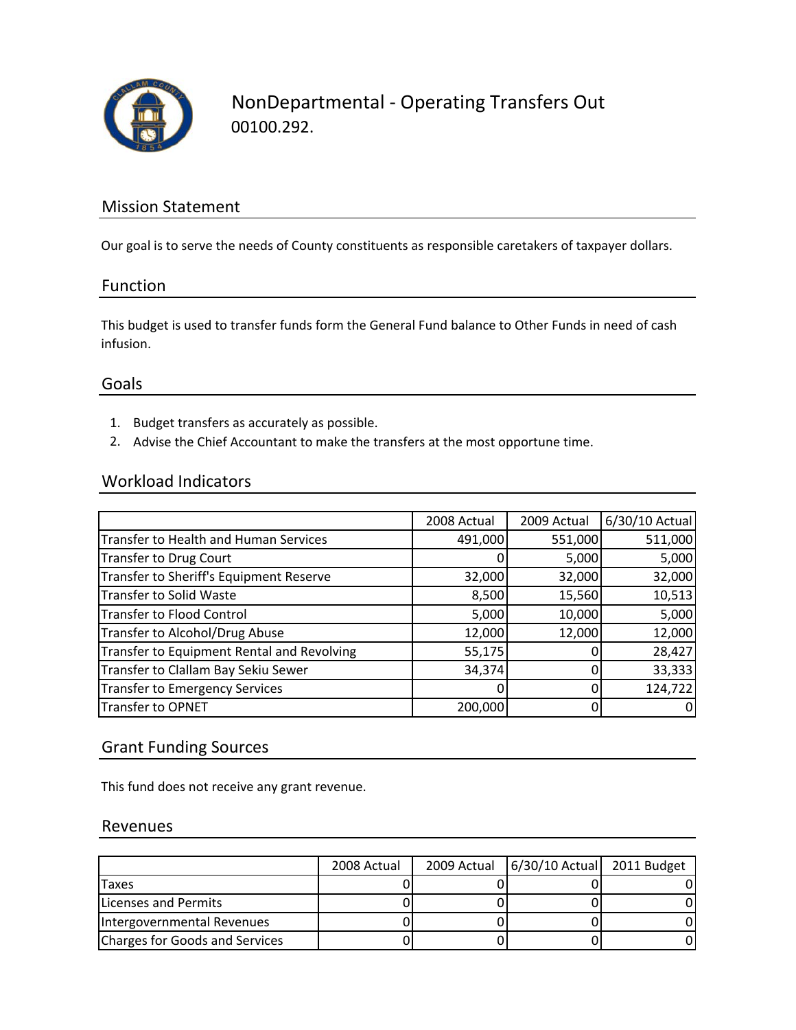# NonDepartmental - Operating Transfers Out

00100.292.

## Mission Statement

Our goal is to serve the needs of County constituents as responsible caretakers of taxpayer dollars.

## Function

This budget is used to transfer funds form the General Fund balance to Other Funds in need of cash infusion.

## Goals

1. Budget transfers as accurately as possible.
2. Advise the Chief Accountant to make the transfers at the most opportune time.

## Workload Indicators

| | 2008 Actual | 2009 Actual | 6/30/10 Actual |
|---|---|---|---|
| Transfer to Health and Human Services | 491,000 | 551,000 | 511,000 |
| Transfer to Drug Court | 0 | 5,000 | 5,000 |
| Transfer to Sheriff's Equipment Reserve | 32,000 | 32,000 | 32,000 |
| Transfer to Solid Waste | 8,500 | 15,560 | 10,513 |
| Transfer to Flood Control | 5,000 | 10,000 | 5,000 |
| Transfer to Alcohol/Drug Abuse | 12,000 | 12,000 | 12,000 |
| Transfer to Equipment Rental and Revolving | 55,175 | 0 | 28,427 |
| Transfer to Clallam Bay Sekiu Sewer | 34,374 | 0 | 33,333 |
| Transfer to Emergency Services | 0 | 0 | 124,722 |
| Transfer to OPNET | 200,000 | 0 | 0 |

## Grant Funding Sources

This fund does not receive any grant revenue.

## Revenues

| | 2008 Actual | 2009 Actual | 6/30/10 Actual | 2011 Budget |
|---|---|---|---|---|
| Taxes | 0 | 0 | 0 | 0 |
| Licenses and Permits | 0 | 0 | 0 | 0 |
| Intergovernmental Revenues | 0 | 0 | 0 | 0 |
| Charges for Goods and Services | 0 | 0 | 0 | 0 |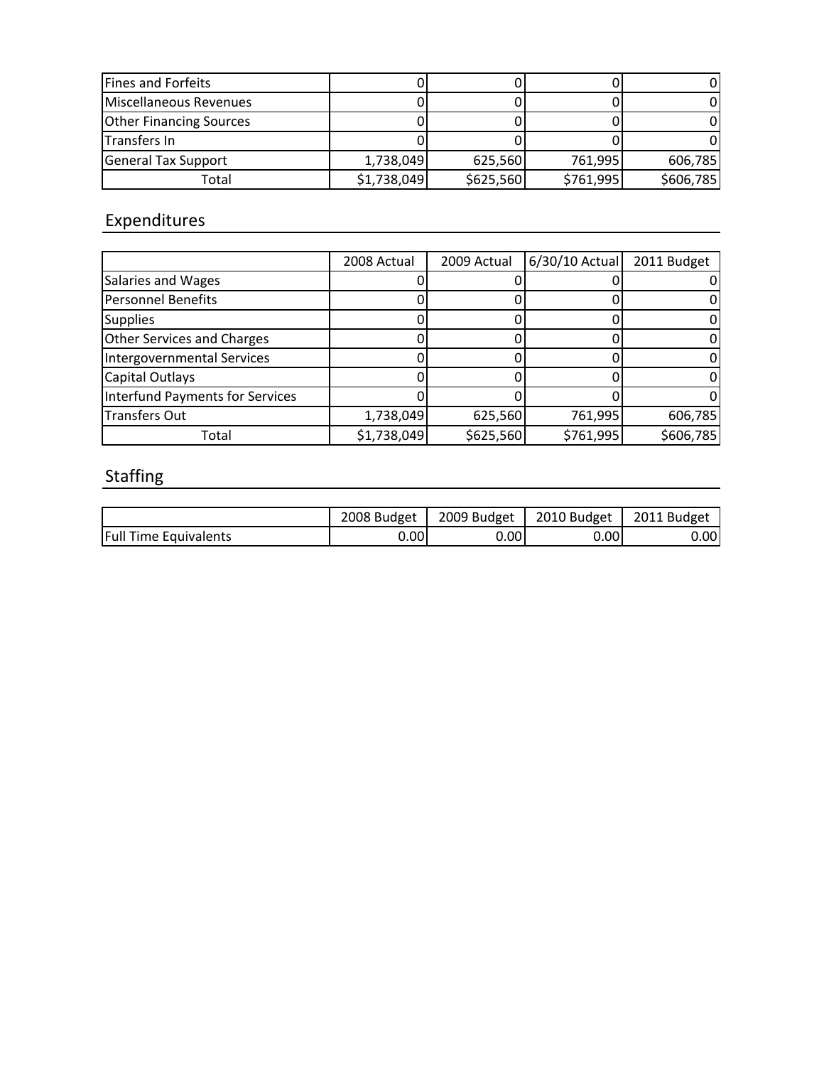| | | | | |
|---|---|---|---|---|
| Fines and Forfeits | 0 | 0 | 0 | 0 |
| Miscellaneous Revenues | 0 | 0 | 0 | 0 |
| Other Financing Sources | 0 | 0 | 0 | 0 |
| Transfers In | 0 | 0 | 0 | 0 |
| General Tax Support | 1,738,049 | 625,560 | 761,995 | 606,785 |
| Total | $1,738,049 | $625,560 | $761,995 | $606,785 |

## Expenditures

| | 2008 Actual | 2009 Actual | 6/30/10 Actual | 2011 Budget |
|---|---|---|---|---|
| Salaries and Wages | 0 | 0 | 0 | 0 |
| Personnel Benefits | 0 | 0 | 0 | 0 |
| Supplies | 0 | 0 | 0 | 0 |
| Other Services and Charges | 0 | 0 | 0 | 0 |
| Intergovernmental Services | 0 | 0 | 0 | 0 |
| Capital Outlays | 0 | 0 | 0 | 0 |
| Interfund Payments for Services | 0 | 0 | 0 | 0 |
| Transfers Out | 1,738,049 | 625,560 | 761,995 | 606,785 |
| Total | $1,738,049 | $625,560 | $761,995 | $606,785 |

## Staffing

| | 2008 Budget | 2009 Budget | 2010 Budget | 2011 Budget |
|---|---|---|---|---|
| Full Time Equivalents | 0.00 | 0.00 | 0.00 | 0.00 |